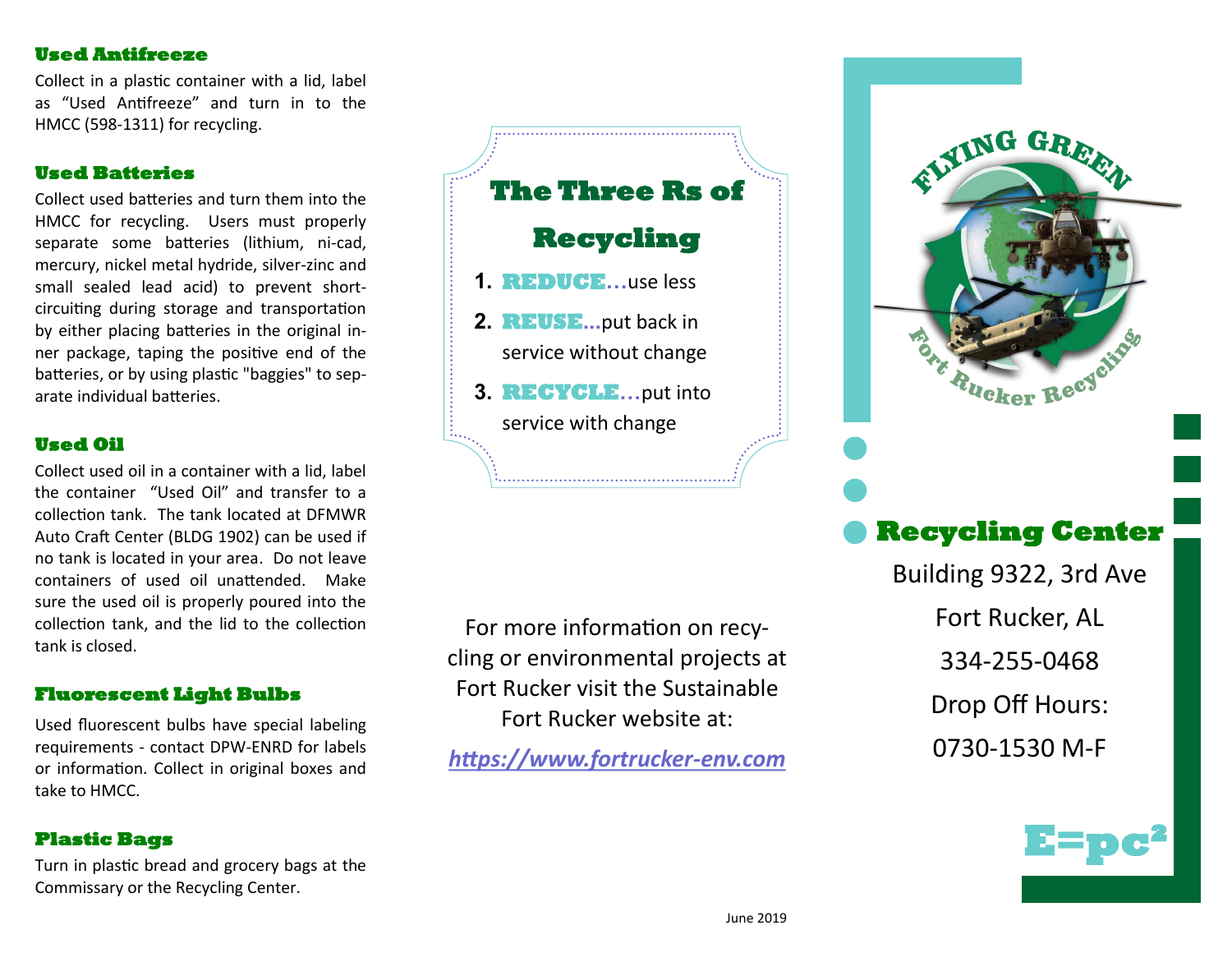### Used Antifreeze

Collect in a plastic container with a lid, label as "Used Antifreeze" and turn in to the HMCC (598-1311) for recycling.

### Used Batteries

Collect used batteries and turn them into the HMCC for recycling. Users must properly separate some batteries (lithium, ni-cad, mercury, nickel metal hydride, silver-zinc and small sealed lead acid) to prevent short-circuiting during storage and transportation by either placing batteries in the original inner package, taping the positive end of the batteries, or by using plastic "baggies" to separate individual batteries.

### Used Oil

Collect used oil in a container with a lid, label the container "Used Oil" and transfer to a collection tank. The tank located at DFMWR Auto Craft Center (BLDG 1902) can be used if no tank is located in your area. Do not leave containers of used oil unattended. Make sure the used oil is properly poured into the collection tank, and the lid to the collection tank is closed.

### Fluorescent Light Bulbs

Used fluorescent bulbs have special labeling requirements - contact DPW-ENRD for labels or information. Collect in original boxes and take to HMCC.

### Plastic Bags

Turn in plastic bread and grocery bags at the Commissary or the Recycling Center.

## The Three Rs of Recycling

1. **REDUCE…**use less
2. **REUSE…**put back in service without change
3. **RECYCLE…**put into service with change

For more information on recycling or environmental projects at Fort Rucker visit the Sustainable Fort Rucker website at:

*https://www.fortrucker-env.com*

June 2019

FLYING GREEN

Fort Rucker Recycling

## Recycling Center

Building 9322, 3rd Ave

Fort Rucker, AL

334-255-0468

Drop Off Hours:

0730-1530 M-F

$E=pc^2$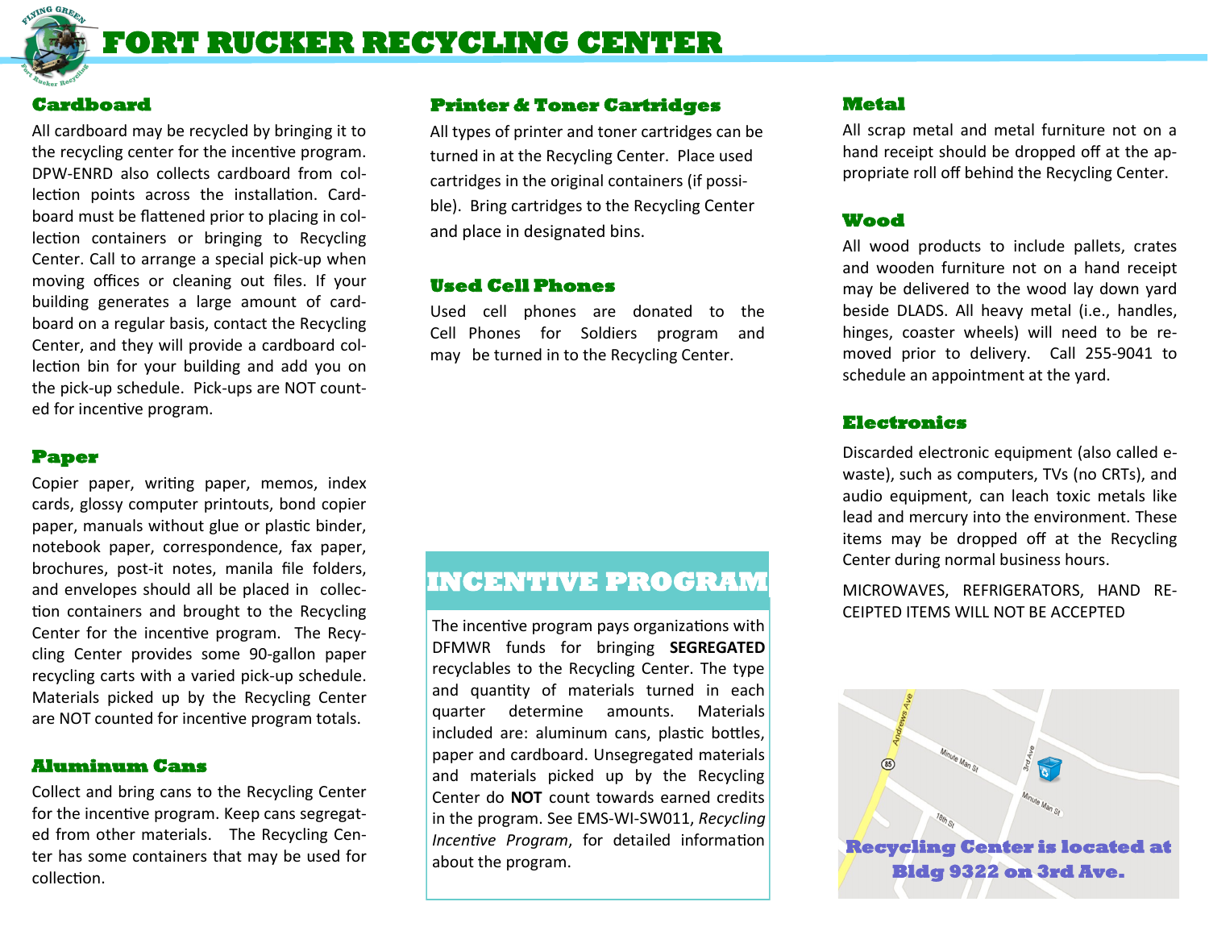# FORT RUCKER RECYCLING CENTER

## Cardboard

All cardboard may be recycled by bringing it to the recycling center for the incentive program. DPW-ENRD also collects cardboard from collection points across the installation. Cardboard must be flattened prior to placing in collection containers or bringing to Recycling Center. Call to arrange a special pick-up when moving offices or cleaning out files. If your building generates a large amount of cardboard on a regular basis, contact the Recycling Center, and they will provide a cardboard collection bin for your building and add you on the pick-up schedule. Pick-ups are NOT counted for incentive program.

## Paper

Copier paper, writing paper, memos, index cards, glossy computer printouts, bond copier paper, manuals without glue or plastic binder, notebook paper, correspondence, fax paper, brochures, post-it notes, manila file folders, and envelopes should all be placed in collection containers and brought to the Recycling Center for the incentive program. The Recycling Center provides some 90-gallon paper recycling carts with a varied pick-up schedule. Materials picked up by the Recycling Center are NOT counted for incentive program totals.

## Aluminum Cans

Collect and bring cans to the Recycling Center for the incentive program. Keep cans segregated from other materials. The Recycling Center has some containers that may be used for collection.

## Printer & Toner Cartridges

All types of printer and toner cartridges can be turned in at the Recycling Center. Place used cartridges in the original containers (if possible). Bring cartridges to the Recycling Center and place in designated bins.

## Used Cell Phones

Used cell phones are donated to the Cell Phones for Soldiers program and may be turned in to the Recycling Center.

## INCENTIVE PROGRAM

The incentive program pays organizations with DFMWR funds for bringing **SEGREGATED** recyclables to the Recycling Center. The type and quantity of materials turned in each quarter determine amounts. Materials included are: aluminum cans, plastic bottles, paper and cardboard. Unsegregated materials and materials picked up by the Recycling Center do **NOT** count towards earned credits in the program. See EMS-WI-SW011, *Recycling Incentive Program*, for detailed information about the program.

## Metal

All scrap metal and metal furniture not on a hand receipt should be dropped off at the appropriate roll off behind the Recycling Center.

## Wood

All wood products to include pallets, crates and wooden furniture not on a hand receipt may be delivered to the wood lay down yard beside DLADS. All heavy metal (i.e., handles, hinges, coaster wheels) will need to be removed prior to delivery. Call 255-9041 to schedule an appointment at the yard.

## Electronics

Discarded electronic equipment (also called e-waste), such as computers, TVs (no CRTs), and audio equipment, can leach toxic metals like lead and mercury into the environment. These items may be dropped off at the Recycling Center during normal business hours.

MICROWAVES, REFRIGERATORS, HAND RECEIPTED ITEMS WILL NOT BE ACCEPTED

Andrews Ave
85
Minute Man St
3rd Ave
Minute Man St
18th St

**Recycling Center is located at Bldg 9322 on 3rd Ave.**